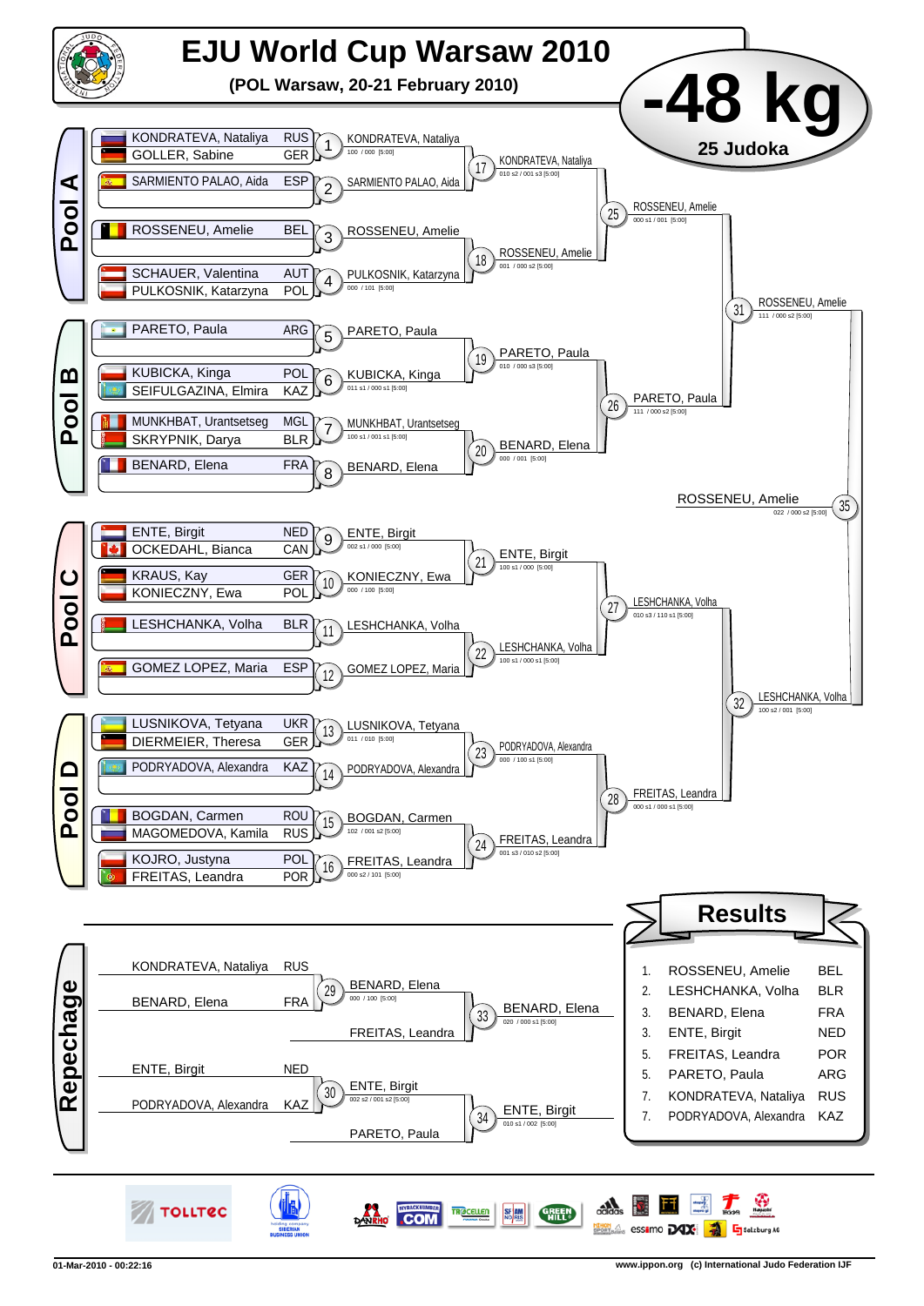# EJU World Cup Warsaw 2010

**(POL Warsaw, 20-21 February 2010)**

# -48 kg

**25 Judoka**

## Pool A

| Athlete | Nation | Match | Winner | Score |
|---|---|---|---|---|
| KONDRATEVA, Nataliya | RUS | 1 | KONDRATEVA, Nataliya | 100 / 000 [5:00] |
| GOLLER, Sabine | GER | | | |
| SARMIENTO PALAO, Aida | ESP | 2 | SARMIENTO PALAO, Aida | |
| ROSSENEU, Amelie | BEL | 3 | ROSSENEU, Amelie | |
| SCHAUER, Valentina | AUT | 4 | PULKOSNIK, Katarzyna | 000 / 101 [5:00] |
| PULKOSNIK, Katarzyna | POL | | | |

- 17: KONDRATEVA, Nataliya — 010 s2 / 001 s3 [5:00]
- 18: ROSSENEU, Amelie — 001 / 000 s2 [5:00]
- 25: ROSSENEU, Amelie — 000 s1 / 001 [5:00]

## Pool B

| Athlete | Nation | Match | Winner | Score |
|---|---|---|---|---|
| PARETO, Paula | ARG | 5 | PARETO, Paula | |
| KUBICKA, Kinga | POL | 6 | KUBICKA, Kinga | 011 s1 / 000 s1 [5:00] |
| SEIFULGAZINA, Elmira | KAZ | | | |
| MUNKHBAT, Urantsetseg | MGL | 7 | MUNKHBAT, Urantsetseg | 100 s1 / 001 s1 [5:00] |
| SKRYPNIK, Darya | BLR | | | |
| BENARD, Elena | FRA | 8 | BENARD, Elena | |

- 19: PARETO, Paula — 010 / 000 s3 [5:00]
- 20: BENARD, Elena — 000 / 001 [5:00]
- 26: PARETO, Paula — 111 / 000 s2 [5:00]
- 31: ROSSENEU, Amelie — 111 / 000 s2 [5:00]

## Pool C

| Athlete | Nation | Match | Winner | Score |
|---|---|---|---|---|
| ENTE, Birgit | NED | 9 | ENTE, Birgit | 002 s1 / 000 [5:00] |
| OCKEDAHL, Bianca | CAN | | | |
| KRAUS, Kay | GER | 10 | KONIECZNY, Ewa | 000 / 100 [5:00] |
| KONIECZNY, Ewa | POL | | | |
| LESHCHANKA, Volha | BLR | 11 | LESHCHANKA, Volha | |
| GOMEZ LOPEZ, Maria | ESP | 12 | GOMEZ LOPEZ, Maria | |

- 21: ENTE, Birgit — 100 s1 / 000 [5:00]
- 22: LESHCHANKA, Volha — 100 s1 / 000 s1 [5:00]
- 27: LESHCHANKA, Volha — 010 s3 / 110 s1 [5:00]

## Pool D

| Athlete | Nation | Match | Winner | Score |
|---|---|---|---|---|
| LUSNIKOVA, Tetyana | UKR | 13 | LUSNIKOVA, Tetyana | 011 / 010 [5:00] |
| DIERMEIER, Theresa | GER | | | |
| PODRYADOVA, Alexandra | KAZ | 14 | PODRYADOVA, Alexandra | |
| BOGDAN, Carmen | ROU | 15 | BOGDAN, Carmen | 102 / 001 s2 [5:00] |
| MAGOMEDOVA, Kamila | RUS | | | |
| KOJRO, Justyna | POL | 16 | FREITAS, Leandra | 000 s2 / 101 [5:00] |
| FREITAS, Leandra | POR | | | |

- 23: PODRYADOVA, Alexandra — 000 / 100 s1 [5:00]
- 24: FREITAS, Leandra — 001 s3 / 010 s2 [5:00]
- 28: FREITAS, Leandra — 000 s1 / 000 s1 [5:00]
- 32: LESHCHANKA, Volha — 100 s2 / 001 [5:00]

## Final

- 35: ROSSENEU, Amelie — 022 / 000 s2 [5:00]

## Repechage

- 29: KONDRATEVA, Nataliya (RUS) vs BENARD, Elena (FRA) — BENARD, Elena — 000 / 100 [5:00]
- 33: BENARD, Elena vs FREITAS, Leandra — BENARD, Elena — 020 / 000 s1 [5:00]
- 30: ENTE, Birgit (NED) vs PODRYADOVA, Alexandra (KAZ) — ENTE, Birgit — 002 s2 / 001 s2 [5:00]
- 34: ENTE, Birgit vs PARETO, Paula — ENTE, Birgit — 010 s1 / 002 [5:00]

## Results

| Place | Name | Nation |
|---|---|---|
| 1. | ROSSENEU, Amelie | BEL |
| 2. | LESHCHANKA, Volha | BLR |
| 3. | BENARD, Elena | FRA |
| 3. | ENTE, Birgit | NED |
| 5. | FREITAS, Leandra | POR |
| 5. | PARETO, Paula | ARG |
| 7. | KONDRATEVA, Nataliya | RUS |
| 7. | PODRYADOVA, Alexandra | KAZ |

01-Mar-2010 - 00:22:16 www.ippon.org (c) International Judo Federation IJF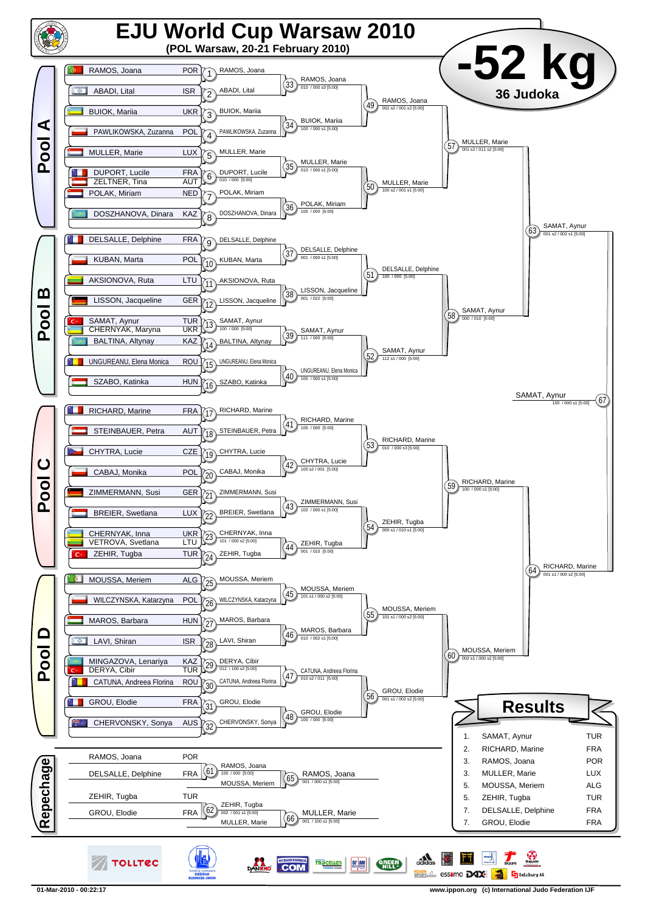# EJU World Cup Warsaw 2010

**(POL Warsaw, 20-21 February 2010)**

## -52 kg

**36 Judoka**

## Pool A

| Athlete | Nation | Match | Winner | Score |
|---|---|---|---|---|
| RAMOS, Joana | POR | 1 | RAMOS, Joana | |
| ABADI, Lital | ISR | 2 | ABADI, Lital | |
| BUIOK, Mariia | UKR | 3 | BUIOK, Mariia | |
| PAWLIKOWSKA, Zuzanna | POL | 4 | PAWLIKOWSKA, Zuzanna | |
| MULLER, Marie | LUX | 5 | MULLER, Marie | |
| DUPORT, Lucile / ZELTNER, Tina | FRA / AUT | 6 | DUPORT, Lucile | 010 / 000 [5:00] |
| POLAK, Miriam | NED | 7 | POLAK, Miriam | |
| DOSZHANOVA, Dinara | KAZ | 8 | DOSZHANOVA, Dinara | |

| Match | Winner | Score |
|---|---|---|
| 33 | RAMOS, Joana | 010 / 000 s3 [5:00] |
| 34 | BUIOK, Mariia | 100 / 000 s1 [5:00] |
| 35 | MULLER, Marie | 010 / 000 s1 [5:00] |
| 36 | POLAK, Miriam | 100 / 000 [5:00] |
| 49 | RAMOS, Joana | 002 s2 / 001 s2 [5:00] |
| 50 | MULLER, Marie | 100 s2 / 001 s1 [5:00] |
| 57 | MULLER, Marie | 001 s2 / 011 s2 [5:00] |

## Pool B

| Athlete | Nation | Match | Winner | Score |
|---|---|---|---|---|
| DELSALLE, Delphine | FRA | 9 | DELSALLE, Delphine | |
| KUBAN, Marta | POL | 10 | KUBAN, Marta | |
| AKSIONOVA, Ruta | LTU | 11 | AKSIONOVA, Ruta | |
| LISSON, Jacqueline | GER | 12 | LISSON, Jacqueline | |
| SAMAT, Aynur / CHERNYAK, Maryna | TUR / UKR | 13 | SAMAT, Aynur | 100 / 000 [5:00] |
| BALTINA, Altynay | KAZ | 14 | BALTINA, Altynay | |
| UNGUREANU, Elena Monica | ROU | 15 | UNGUREANU, Elena Monica | |
| SZABO, Katinka | HUN | 16 | SZABO, Katinka | |

| Match | Winner | Score |
|---|---|---|
| 37 | DELSALLE, Delphine | 001 / 000 s1 [5:00] |
| 38 | LISSON, Jacqueline | 001 / 022 [5:00] |
| 39 | SAMAT, Aynur | 111 / 000 [5:00] |
| 40 | UNGUREANU, Elena Monica | 100 / 000 s1 [5:00] |
| 51 | DELSALLE, Delphine | 100 / 000 [5:00] |
| 52 | SAMAT, Aynur | 112 s1 / 000 [5:00] |
| 58 | SAMAT, Aynur | 000 / 010 [5:00] |
| 63 | SAMAT, Aynur | 001 s2 / 002 s1 [5:00] |

## Pool C

| Athlete | Nation | Match | Winner | Score |
|---|---|---|---|---|
| RICHARD, Marine | FRA | 17 | RICHARD, Marine | |
| STEINBAUER, Petra | AUT | 18 | STEINBAUER, Petra | |
| CHYTRA, Lucie | CZE | 19 | CHYTRA, Lucie | |
| CABAJ, Monika | POL | 20 | CABAJ, Monika | |
| ZIMMERMANN, Susi | GER | 21 | ZIMMERMANN, Susi | |
| BREIER, Swetlana | LUX | 22 | BREIER, Swetlana | |
| CHERNYAK, Inna / VETROVA, Svetlana | UKR / LTU | 23 | CHERNYAK, Inna | 101 / 000 s2 [5:00] |
| ZEHIR, Tugba | TUR | 24 | ZEHIR, Tugba | |

| Match | Winner | Score |
|---|---|---|
| 41 | RICHARD, Marine | 100 / 000 [5:00] |
| 42 | CHYTRA, Lucie | 100 s2 / 001 [5:00] |
| 43 | ZIMMERMANN, Susi | 102 / 000 s1 [5:00] |
| 44 | ZEHIR, Tugba | 001 / 010 [5:00] |
| 53 | RICHARD, Marine | 010 / 000 s3 [5:00] |
| 54 | ZEHIR, Tugba | 000 s1 / 010 s1 [5:00] |
| 59 | RICHARD, Marine | 100 / 000 s1 [5:00] |

## Pool D

| Athlete | Nation | Match | Winner | Score |
|---|---|---|---|---|
| MOUSSA, Meriem | ALG | 25 | MOUSSA, Meriem | |
| WILCZYNSKA, Katarzyna | POL | 26 | WILCZYNSKA, Katarzyna | |
| MAROS, Barbara | HUN | 27 | MAROS, Barbara | |
| LAVI, Shiran | ISR | 28 | LAVI, Shiran | |
| MINGAZOVA, Lenariya / DERYA, Cibir | KAZ / TUR | 29 | DERYA, Cibir | 012 / 100 s2 [5:00] |
| CATUNA, Andreea Florina | ROU | 30 | CATUNA, Andreea Florina | |
| GROU, Elodie | FRA | 31 | GROU, Elodie | |
| CHERVONSKY, Sonya | AUS | 32 | CHERVONSKY, Sonya | |

| Match | Winner | Score |
|---|---|---|
| 45 | MOUSSA, Meriem | 101 s1 / 000 s2 [5:00] |
| 46 | MAROS, Barbara | 010 / 002 s1 [5:00] |
| 47 | CATUNA, Andreea Florina | 010 s2 / 011 [5:00] |
| 48 | GROU, Elodie | 100 / 000 [5:00] |
| 55 | MOUSSA, Meriem | 101 s1 / 000 s2 [5:00] |
| 56 | GROU, Elodie | 001 s1 / 002 s2 [5:00] |
| 60 | MOUSSA, Meriem | 002 s1 / 000 s2 [5:00] |
| 64 | RICHARD, Marine | 001 s1 / 000 s2 [5:00] |

## Final

| Match | Winner | Score |
|---|---|---|
| 67 | SAMAT, Aynur | 100 / 000 s1 [5:00] |

## Repechage

| Athlete | Nation | Match | Winner | Score |
|---|---|---|---|---|
| RAMOS, Joana | POR | 61 | RAMOS, Joana | 100 / 000 [5:00] |
| DELSALLE, Delphine | FRA | | | |
| MOUSSA, Meriem | | 65 | RAMOS, Joana | 001 / 000 s1 [5:00] |
| ZEHIR, Tugba | TUR | 62 | ZEHIR, Tugba | 002 / 001 s1 [5:00] |
| GROU, Elodie | FRA | | | |
| MULLER, Marie | | 66 | MULLER, Marie | 001 / 100 s1 [5:00] |

## Results

| Place | Athlete | Nation |
|---|---|---|
| 1. | SAMAT, Aynur | TUR |
| 2. | RICHARD, Marine | FRA |
| 3. | RAMOS, Joana | POR |
| 3. | MULLER, Marie | LUX |
| 5. | MOUSSA, Meriem | ALG |
| 5. | ZEHIR, Tugba | TUR |
| 7. | DELSALLE, Delphine | FRA |
| 7. | GROU, Elodie | FRA |

01-Mar-2010 - 00:22:17 www.ippon.org (c) International Judo Federation IJF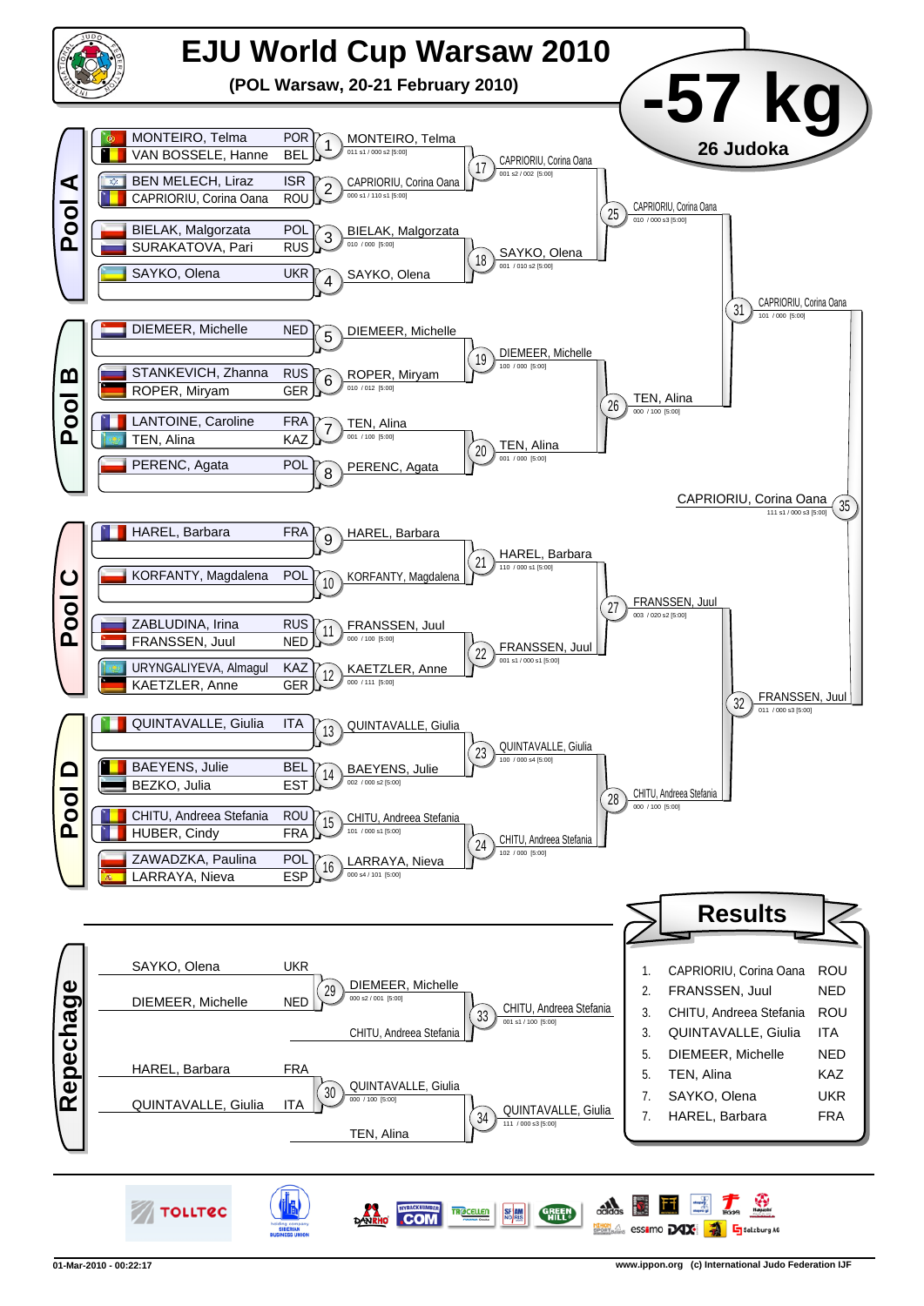# EJU World Cup Warsaw 2010

**(POL Warsaw, 20-21 February 2010)**

# -57 kg

**26 Judoka**

## Pool A

| Competitor | Country | Match | Winner | Score |
|---|---|---|---|---|
| MONTEIRO, Telma | POR | 1 | MONTEIRO, Telma | 011 s1 / 000 s2 [5:00] |
| VAN BOSSELE, Hanne | BEL | | | |
| BEN MELECH, Liraz | ISR | 2 | CAPRIORIU, Corina Oana | 000 s1 / 110 s1 [5:00] |
| CAPRIORIU, Corina Oana | ROU | | | |
| BIELAK, Malgorzata | POL | 3 | BIELAK, Malgorzata | 010 / 000 [5:00] |
| SURAKATOVA, Pari | RUS | | | |
| SAYKO, Olena | UKR | 4 | SAYKO, Olena | |

- 17: CAPRIORIU, Corina Oana — 001 s2 / 002 [5:00]
- 18: SAYKO, Olena — 001 / 010 s2 [5:00]
- 25: CAPRIORIU, Corina Oana — 010 / 000 s3 [5:00]

## Pool B

| Competitor | Country | Match | Winner | Score |
|---|---|---|---|---|
| DIEMEER, Michelle | NED | 5 | DIEMEER, Michelle | |
| STANKEVICH, Zhanna | RUS | 6 | ROPER, Miryam | 010 / 012 [5:00] |
| ROPER, Miryam | GER | | | |
| LANTOINE, Caroline | FRA | 7 | TEN, Alina | 001 / 100 [5:00] |
| TEN, Alina | KAZ | | | |
| PERENC, Agata | POL | 8 | PERENC, Agata | |

- 19: DIEMEER, Michelle — 100 / 000 [5:00]
- 20: TEN, Alina — 001 / 000 [5:00]
- 26: TEN, Alina — 000 / 100 [5:00]
- 31: CAPRIORIU, Corina Oana — 101 / 000 [5:00]

## Pool C

| Competitor | Country | Match | Winner | Score |
|---|---|---|---|---|
| HAREL, Barbara | FRA | 9 | HAREL, Barbara | |
| KORFANTY, Magdalena | POL | 10 | KORFANTY, Magdalena | |
| ZABLUDINA, Irina | RUS | 11 | FRANSSEN, Juul | 000 / 100 [5:00] |
| FRANSSEN, Juul | NED | | | |
| URYNGALIYEVA, Almagul | KAZ | 12 | KAETZLER, Anne | 000 / 111 [5:00] |
| KAETZLER, Anne | GER | | | |

- 21: HAREL, Barbara — 110 / 000 s1 [5:00]
- 22: FRANSSEN, Juul — 001 s1 / 000 s1 [5:00]
- 27: FRANSSEN, Juul — 003 / 020 s2 [5:00]

## Pool D

| Competitor | Country | Match | Winner | Score |
|---|---|---|---|---|
| QUINTAVALLE, Giulia | ITA | 13 | QUINTAVALLE, Giulia | |
| BAEYENS, Julie | BEL | 14 | BAEYENS, Julie | 002 / 000 s2 [5:00] |
| BEZKO, Julia | EST | | | |
| CHITU, Andreea Stefania | ROU | 15 | CHITU, Andreea Stefania | 101 / 000 s1 [5:00] |
| HUBER, Cindy | FRA | | | |
| ZAWADZKA, Paulina | POL | 16 | LARRAYA, Nieva | 000 s4 / 101 [5:00] |
| LARRAYA, Nieva | ESP | | | |

- 23: QUINTAVALLE, Giulia — 100 / 000 s4 [5:00]
- 24: CHITU, Andreea Stefania — 102 / 000 [5:00]
- 28: CHITU, Andreea Stefania — 000 / 100 [5:00]
- 32: FRANSSEN, Juul — 011 / 000 s3 [5:00]

## Final

- 35: CAPRIORIU, Corina Oana — 111 s1 / 000 s3 [5:00]

## Repechage

| Competitor | Country | Match | Winner | Score |
|---|---|---|---|---|
| SAYKO, Olena | UKR | 29 | DIEMEER, Michelle | 000 s2 / 001 [5:00] |
| DIEMEER, Michelle | NED | | | |
| HAREL, Barbara | FRA | 30 | QUINTAVALLE, Giulia | 000 / 100 [5:00] |
| QUINTAVALLE, Giulia | ITA | | | |

- 33: DIEMEER, Michelle vs CHITU, Andreea Stefania — Winner: CHITU, Andreea Stefania — 001 s1 / 100 [5:00]
- 34: QUINTAVALLE, Giulia vs TEN, Alina — Winner: QUINTAVALLE, Giulia — 111 / 000 s3 [5:00]

## Results

| Place | Name | Country |
|---|---|---|
| 1. | CAPRIORIU, Corina Oana | ROU |
| 2. | FRANSSEN, Juul | NED |
| 3. | CHITU, Andreea Stefania | ROU |
| 3. | QUINTAVALLE, Giulia | ITA |
| 5. | DIEMEER, Michelle | NED |
| 5. | TEN, Alina | KAZ |
| 7. | SAYKO, Olena | UKR |
| 7. | HAREL, Barbara | FRA |

01-Mar-2010 - 00:22:17

www.ippon.org (c) International Judo Federation IJF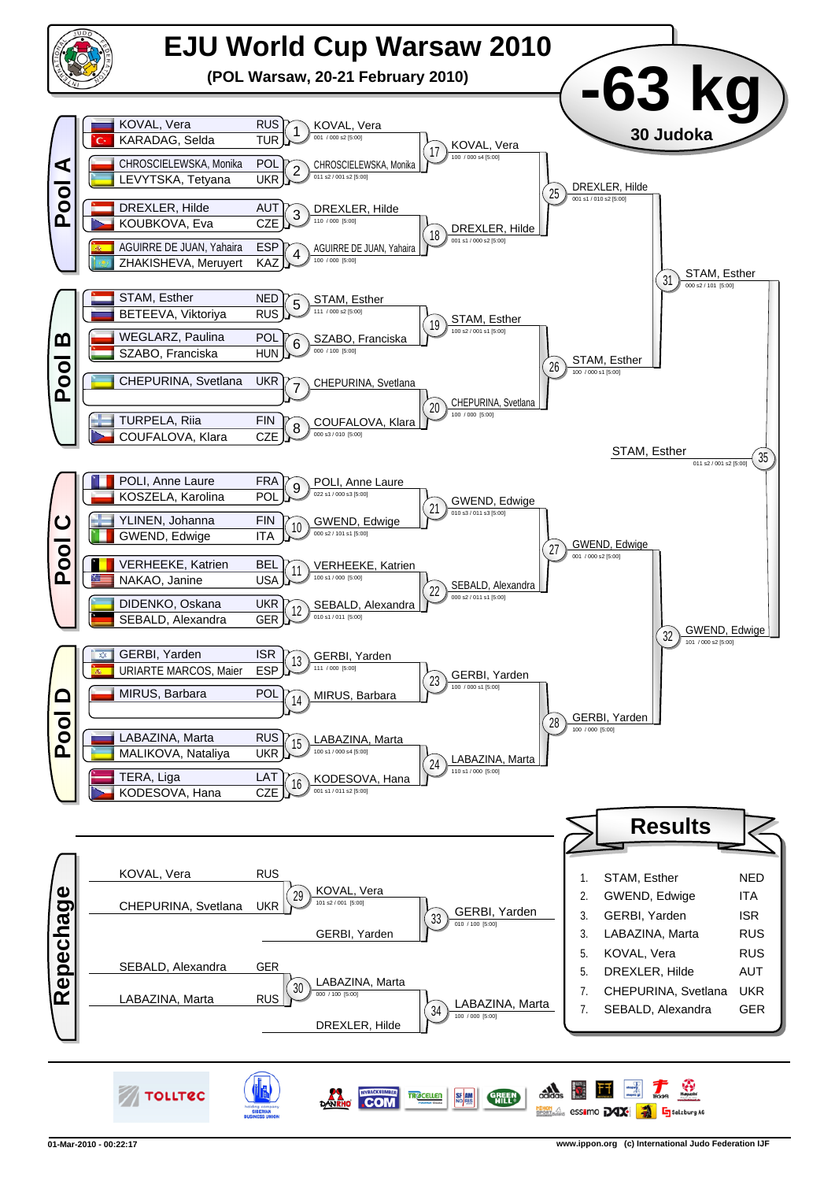# EJU World Cup Warsaw 2010

**(POL Warsaw, 20-21 February 2010)**

## -63 kg

**30 Judoka**

## Pool A

| Contest | Athlete 1 | Nation | Athlete 2 | Nation | Winner | Score |
|---|---|---|---|---|---|---|
| 1 | KOVAL, Vera | RUS | KARADAG, Selda | TUR | KOVAL, Vera | 001 / 000 s2 [5:00] |
| 2 | CHROSCIELEWSKA, Monika | POL | LEVYTSKA, Tetyana | UKR | CHROSCIELEWSKA, Monika | 011 s2 / 001 s2 [5:00] |
| 3 | DREXLER, Hilde | AUT | KOUBKOVA, Eva | CZE | DREXLER, Hilde | 110 / 000 [5:00] |
| 4 | AGUIRRE DE JUAN, Yahaira | ESP | ZHAKISHEVA, Meruyert | KAZ | AGUIRRE DE JUAN, Yahaira | 100 / 000 [5:00] |
| 17 | | | | | KOVAL, Vera | 100 / 000 s4 [5:00] |
| 18 | | | | | DREXLER, Hilde | 001 s1 / 000 s2 [5:00] |
| 25 | | | | | DREXLER, Hilde | 001 s1 / 010 s2 [5:00] |

## Pool B

| Contest | Athlete 1 | Nation | Athlete 2 | Nation | Winner | Score |
|---|---|---|---|---|---|---|
| 5 | STAM, Esther | NED | BETEEVA, Viktoriya | RUS | STAM, Esther | 111 / 000 s2 [5:00] |
| 6 | WEGLARZ, Paulina | POL | SZABO, Franciska | HUN | SZABO, Franciska | 000 / 100 [5:00] |
| 7 | CHEPURINA, Svetlana | UKR | | | CHEPURINA, Svetlana | |
| 8 | TURPELA, Riia | FIN | COUFALOVA, Klara | CZE | COUFALOVA, Klara | 000 s3 / 010 [5:00] |
| 19 | | | | | STAM, Esther | 100 s2 / 001 s1 [5:00] |
| 20 | | | | | CHEPURINA, Svetlana | 100 / 000 [5:00] |
| 26 | | | | | STAM, Esther | 100 / 000 s1 [5:00] |
| 31 | | | | | STAM, Esther | 000 s2 / 101 [5:00] |

## Pool C

| Contest | Athlete 1 | Nation | Athlete 2 | Nation | Winner | Score |
|---|---|---|---|---|---|---|
| 9 | POLI, Anne Laure | FRA | KOSZELA, Karolina | POL | POLI, Anne Laure | 022 s1 / 000 s3 [5:00] |
| 10 | YLINEN, Johanna | FIN | GWEND, Edwige | ITA | GWEND, Edwige | 000 s2 / 101 s1 [5:00] |
| 11 | VERHEEKE, Katrien | BEL | NAKAO, Janine | USA | VERHEEKE, Katrien | 100 s1 / 000 [5:00] |
| 12 | DIDENKO, Oskana | UKR | SEBALD, Alexandra | GER | SEBALD, Alexandra | 010 s1 / 011 [5:00] |
| 21 | | | | | GWEND, Edwige | 010 s3 / 011 s3 [5:00] |
| 22 | | | | | SEBALD, Alexandra | 000 s2 / 011 s1 [5:00] |
| 27 | | | | | GWEND, Edwige | 001 / 000 s2 [5:00] |

## Pool D

| Contest | Athlete 1 | Nation | Athlete 2 | Nation | Winner | Score |
|---|---|---|---|---|---|---|
| 13 | GERBI, Yarden | ISR | URIARTE MARCOS, Maier | ESP | GERBI, Yarden | 111 / 000 [5:00] |
| 14 | MIRUS, Barbara | POL | | | MIRUS, Barbara | |
| 15 | LABAZINA, Marta | RUS | MALIKOVA, Nataliya | UKR | LABAZINA, Marta | 100 s1 / 000 s4 [5:00] |
| 16 | TERA, Liga | LAT | KODESOVA, Hana | CZE | KODESOVA, Hana | 001 s1 / 011 s2 [5:00] |
| 23 | | | | | GERBI, Yarden | 100 / 000 s1 [5:00] |
| 24 | | | | | LABAZINA, Marta | 110 s1 / 000 [5:00] |
| 28 | | | | | GERBI, Yarden | 100 / 000 [5:00] |
| 32 | | | | | GWEND, Edwige | 101 / 000 s2 [5:00] |

## Final

| Contest | Winner | Score |
|---|---|---|
| 35 | STAM, Esther | 011 s2 / 001 s2 [5:00] |

## Repechage

| Contest | Athlete 1 | Nation | Athlete 2 | Nation | Winner | Score |
|---|---|---|---|---|---|---|
| 29 | KOVAL, Vera | RUS | CHEPURINA, Svetlana | UKR | KOVAL, Vera | 101 s2 / 001 [5:00] |
| 33 | KOVAL, Vera | | GERBI, Yarden | | GERBI, Yarden | 010 / 100 [5:00] |
| 30 | SEBALD, Alexandra | GER | LABAZINA, Marta | RUS | LABAZINA, Marta | 000 / 100 [5:00] |
| 34 | LABAZINA, Marta | | DREXLER, Hilde | | LABAZINA, Marta | 100 / 000 [5:00] |

## Results

| Place | Name | Nation |
|---|---|---|
| 1. | STAM, Esther | NED |
| 2. | GWEND, Edwige | ITA |
| 3. | GERBI, Yarden | ISR |
| 3. | LABAZINA, Marta | RUS |
| 5. | KOVAL, Vera | RUS |
| 5. | DREXLER, Hilde | AUT |
| 7. | CHEPURINA, Svetlana | UKR |
| 7. | SEBALD, Alexandra | GER |

01-Mar-2010 - 00:22:17

www.ippon.org (c) International Judo Federation IJF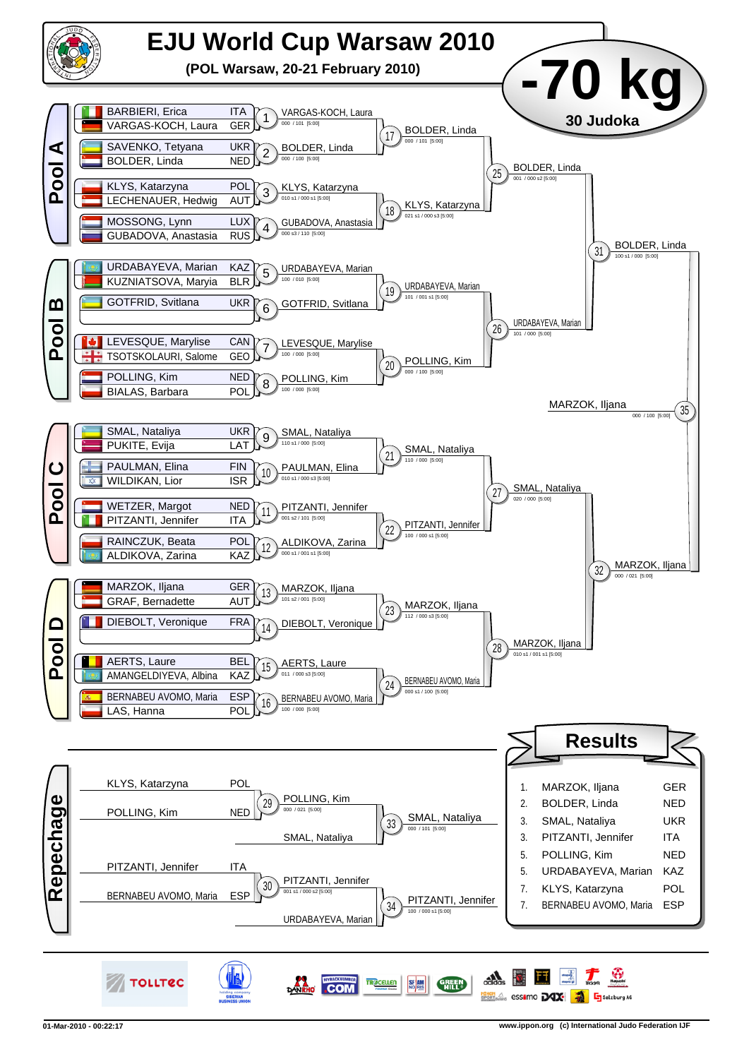# EJU World Cup Warsaw 2010

**(POL Warsaw, 20-21 February 2010)**

# -70 kg

**30 Judoka**

## Pool A

| Athlete | Nation |
|---|---|
| BARBIERI, Erica | ITA |
| VARGAS-KOCH, Laura | GER |
| SAVENKO, Tetyana | UKR |
| BOLDER, Linda | NED |
| KLYS, Katarzyna | POL |
| LECHENAUER, Hedwig | AUT |
| MOSSONG, Lynn | LUX |
| GUBADOVA, Anastasia | RUS |

- 1: VARGAS-KOCH, Laura — 000 / 101 [5:00]
- 2: BOLDER, Linda — 000 / 100 [5:00]
- 3: KLYS, Katarzyna — 010 s1 / 000 s1 [5:00]
- 4: GUBADOVA, Anastasia — 000 s3 / 110 [5:00]
- 17: BOLDER, Linda — 000 / 101 [5:00]
- 18: KLYS, Katarzyna — 021 s1 / 000 s3 [5:00]
- 25: BOLDER, Linda — 001 / 000 s2 [5:00]

## Pool B

| Athlete | Nation |
|---|---|
| URDABAYEVA, Marian | KAZ |
| KUZNIATSOVA, Maryia | BLR |
| GOTFRID, Svitlana | UKR |
| LEVESQUE, Marylise | CAN |
| TSOTSKOLAURI, Salome | GEO |
| POLLING, Kim | NED |
| BIALAS, Barbara | POL |

- 5: URDABAYEVA, Marian — 100 / 010 [5:00]
- 6: GOTFRID, Svitlana
- 7: LEVESQUE, Marylise — 100 / 000 [5:00]
- 8: POLLING, Kim — 100 / 000 [5:00]
- 19: URDABAYEVA, Marian — 101 / 001 s1 [5:00]
- 20: POLLING, Kim — 000 / 100 [5:00]
- 26: URDABAYEVA, Marian — 101 / 000 [5:00]
- 31: BOLDER, Linda — 100 s1 / 000 [5:00]

## Pool C

| Athlete | Nation |
|---|---|
| SMAL, Nataliya | UKR |
| PUKITE, Evija | LAT |
| PAULMAN, Elina | FIN |
| WILDIKAN, Lior | ISR |
| WETZER, Margot | NED |
| PITZANTI, Jennifer | ITA |
| RAINCZUK, Beata | POL |
| ALDIKOVA, Zarina | KAZ |

- 9: SMAL, Nataliya — 110 s1 / 000 [5:00]
- 10: PAULMAN, Elina — 010 s1 / 000 s3 [5:00]
- 11: PITZANTI, Jennifer — 001 s2 / 101 [5:00]
- 12: ALDIKOVA, Zarina — 000 s1 / 001 s1 [5:00]
- 21: SMAL, Nataliya — 110 / 000 [5:00]
- 22: PITZANTI, Jennifer — 100 / 000 s1 [5:00]
- 27: SMAL, Nataliya — 020 / 000 [5:00]

## Pool D

| Athlete | Nation |
|---|---|
| MARZOK, Iljana | GER |
| GRAF, Bernadette | AUT |
| DIEBOLT, Veronique | FRA |
| AERTS, Laure | BEL |
| AMANGELDIYEVA, Albina | KAZ |
| BERNABEU AVOMO, Maria | ESP |
| LAS, Hanna | POL |

- 13: MARZOK, Iljana — 101 s2 / 001 [5:00]
- 14: DIEBOLT, Veronique
- 15: AERTS, Laure — 011 / 000 s3 [5:00]
- 16: BERNABEU AVOMO, Maria — 100 / 000 [5:00]
- 23: MARZOK, Iljana — 112 / 000 s3 [5:00]
- 24: BERNABEU AVOMO, Maria — 000 s1 / 100 [5:00]
- 28: MARZOK, Iljana — 010 s1 / 001 s1 [5:00]
- 32: MARZOK, Iljana — 000 / 021 [5:00]

## Final

- 35: MARZOK, Iljana — 000 / 100 [5:00]

## Repechage

| Athlete | Nation |
|---|---|
| KLYS, Katarzyna | POL |
| POLLING, Kim | NED |
| PITZANTI, Jennifer | ITA |
| BERNABEU AVOMO, Maria | ESP |

- 29: POLLING, Kim — 000 / 021 [5:00]
- 33: SMAL, Nataliya — 000 / 101 [5:00] (vs. SMAL, Nataliya)
- 30: PITZANTI, Jennifer — 001 s1 / 000 s2 [5:00]
- 34: PITZANTI, Jennifer — 100 / 000 s1 [5:00] (vs. URDABAYEVA, Marian)

## Results

| Place | Athlete | Nation |
|---|---|---|
| 1. | MARZOK, Iljana | GER |
| 2. | BOLDER, Linda | NED |
| 3. | SMAL, Nataliya | UKR |
| 3. | PITZANTI, Jennifer | ITA |
| 5. | POLLING, Kim | NED |
| 5. | URDABAYEVA, Marian | KAZ |
| 7. | KLYS, Katarzyna | POL |
| 7. | BERNABEU AVOMO, Maria | ESP |

01-Mar-2010 - 00:22:17

www.ippon.org (c) International Judo Federation IJF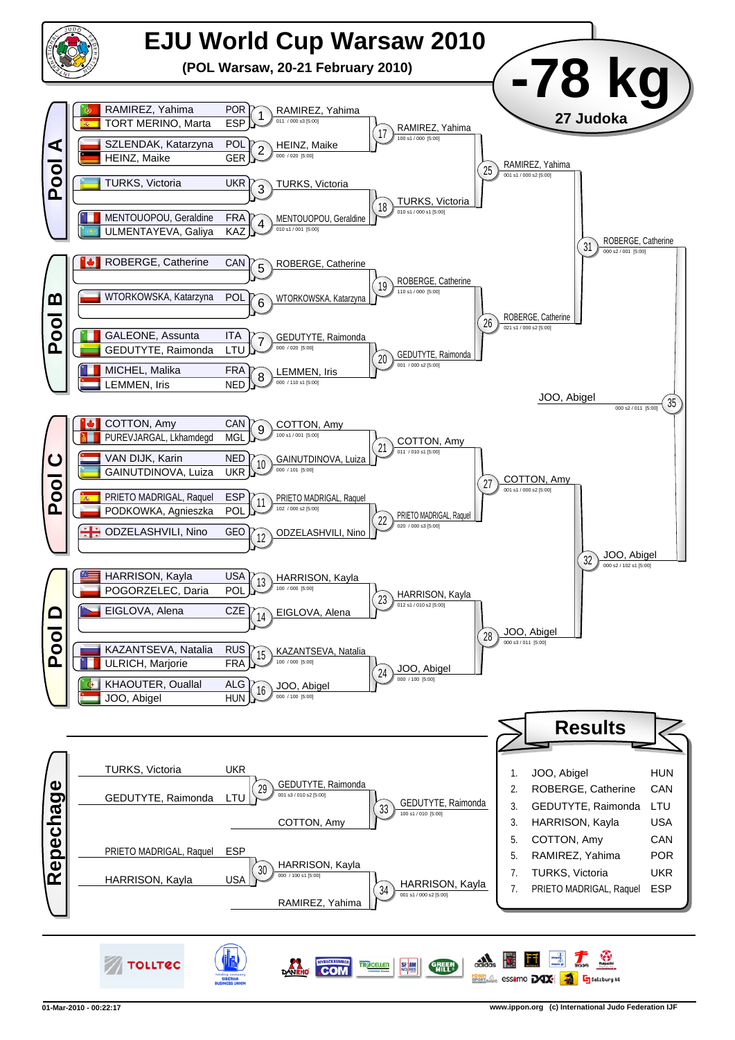# EJU World Cup Warsaw 2010

**(POL Warsaw, 20-21 February 2010)**

# -78 kg

**27 Judoka**

## Pool A

| Match | Competitor 1 | Competitor 2 | Winner | Score |
|---|---|---|---|---|
| 1 | RAMIREZ, Yahima (POR) | TORT MERINO, Marta (ESP) | RAMIREZ, Yahima | 011 / 000 s3 [5:00] |
| 2 | SZLENDAK, Katarzyna (POL) | HEINZ, Maike (GER) | HEINZ, Maike | 000 / 020 [5:00] |
| 3 | TURKS, Victoria (UKR) | | TURKS, Victoria | |
| 4 | MENTOUOPOU, Geraldine (FRA) | ULMENTAYEVA, Galiya (KAZ) | MENTOUOPOU, Geraldine | 010 s1 / 001 [5:00] |
| 17 | RAMIREZ, Yahima | HEINZ, Maike | RAMIREZ, Yahima | 100 s1 / 000 [5:00] |
| 18 | TURKS, Victoria | MENTOUOPOU, Geraldine | TURKS, Victoria | 010 s1 / 000 s1 [5:00] |
| 25 | RAMIREZ, Yahima | TURKS, Victoria | RAMIREZ, Yahima | 001 s1 / 000 s2 [5:00] |

## Pool B

| Match | Competitor 1 | Competitor 2 | Winner | Score |
|---|---|---|---|---|
| 5 | ROBERGE, Catherine (CAN) | | ROBERGE, Catherine | |
| 6 | WTORKOWSKA, Katarzyna (POL) | | WTORKOWSKA, Katarzyna | |
| 7 | GALEONE, Assunta (ITA) | GEDUTYTE, Raimonda (LTU) | GEDUTYTE, Raimonda | 000 / 020 [5:00] |
| 8 | MICHEL, Malika (FRA) | LEMMEN, Iris (NED) | LEMMEN, Iris | 000 / 110 s1 [5:00] |
| 19 | ROBERGE, Catherine | WTORKOWSKA, Katarzyna | ROBERGE, Catherine | 110 s1 / 000 [5:00] |
| 20 | GEDUTYTE, Raimonda | LEMMEN, Iris | GEDUTYTE, Raimonda | 001 / 000 s2 [5:00] |
| 26 | ROBERGE, Catherine | GEDUTYTE, Raimonda | ROBERGE, Catherine | 021 s1 / 000 s2 [5:00] |
| 31 | RAMIREZ, Yahima | ROBERGE, Catherine | ROBERGE, Catherine | 000 s2 / 001 [5:00] |

## Pool C

| Match | Competitor 1 | Competitor 2 | Winner | Score |
|---|---|---|---|---|
| 9 | COTTON, Amy (CAN) | PUREVJARGAL, Lkhamdegd (MGL) | COTTON, Amy | 100 s1 / 001 [5:00] |
| 10 | VAN DIJK, Karin (NED) | GAINUTDINOVA, Luiza (UKR) | GAINUTDINOVA, Luiza | 000 / 101 [5:00] |
| 11 | PRIETO MADRIGAL, Raquel (ESP) | PODKOWKA, Agnieszka (POL) | PRIETO MADRIGAL, Raquel | 102 / 000 s2 [5:00] |
| 12 | ODZELASHVILI, Nino (GEO) | | ODZELASHVILI, Nino | |
| 21 | COTTON, Amy | GAINUTDINOVA, Luiza | COTTON, Amy | 011 / 010 s1 [5:00] |
| 22 | PRIETO MADRIGAL, Raquel | ODZELASHVILI, Nino | PRIETO MADRIGAL, Raquel | 020 / 000 s3 [5:00] |
| 27 | COTTON, Amy | PRIETO MADRIGAL, Raquel | COTTON, Amy | 001 s1 / 000 s2 [5:00] |

## Pool D

| Match | Competitor 1 | Competitor 2 | Winner | Score |
|---|---|---|---|---|
| 13 | HARRISON, Kayla (USA) | POGORZELEC, Daria (POL) | HARRISON, Kayla | 100 / 000 [5:00] |
| 14 | EIGLOVA, Alena (CZE) | | EIGLOVA, Alena | |
| 15 | KAZANTSEVA, Natalia (RUS) | ULRICH, Marjorie (FRA) | KAZANTSEVA, Natalia | 100 / 000 [5:00] |
| 16 | KHAOUTER, Ouallal (ALG) | JOO, Abigel (HUN) | JOO, Abigel | 000 / 100 [5:00] |
| 23 | HARRISON, Kayla | EIGLOVA, Alena | HARRISON, Kayla | 012 s1 / 010 s2 [5:00] |
| 24 | KAZANTSEVA, Natalia | JOO, Abigel | JOO, Abigel | 000 / 100 [5:00] |
| 28 | HARRISON, Kayla | JOO, Abigel | JOO, Abigel | 000 s3 / 011 [5:00] |
| 32 | COTTON, Amy | JOO, Abigel | JOO, Abigel | 000 s2 / 102 s1 [5:00] |

## Final

| Match | Competitor 1 | Competitor 2 | Winner | Score |
|---|---|---|---|---|
| 35 | ROBERGE, Catherine | JOO, Abigel | JOO, Abigel | 000 s2 / 011 [5:00] |

## Repechage

| Match | Competitor 1 | Competitor 2 | Winner | Score |
|---|---|---|---|---|
| 29 | TURKS, Victoria (UKR) | GEDUTYTE, Raimonda (LTU) | GEDUTYTE, Raimonda | 001 s3 / 010 s2 [5:00] |
| 33 | GEDUTYTE, Raimonda | COTTON, Amy | GEDUTYTE, Raimonda | 100 s1 / 010 [5:00] |
| 30 | PRIETO MADRIGAL, Raquel (ESP) | HARRISON, Kayla (USA) | HARRISON, Kayla | 000 / 100 s1 [5:00] |
| 34 | HARRISON, Kayla | RAMIREZ, Yahima | HARRISON, Kayla | 001 s1 / 000 s2 [5:00] |

## Results

| Place | Name | Country |
|---|---|---|
| 1. | JOO, Abigel | HUN |
| 2. | ROBERGE, Catherine | CAN |
| 3. | GEDUTYTE, Raimonda | LTU |
| 3. | HARRISON, Kayla | USA |
| 5. | COTTON, Amy | CAN |
| 5. | RAMIREZ, Yahima | POR |
| 7. | TURKS, Victoria | UKR |
| 7. | PRIETO MADRIGAL, Raquel | ESP |

01-Mar-2010 - 00:22:17 www.ippon.org (c) International Judo Federation IJF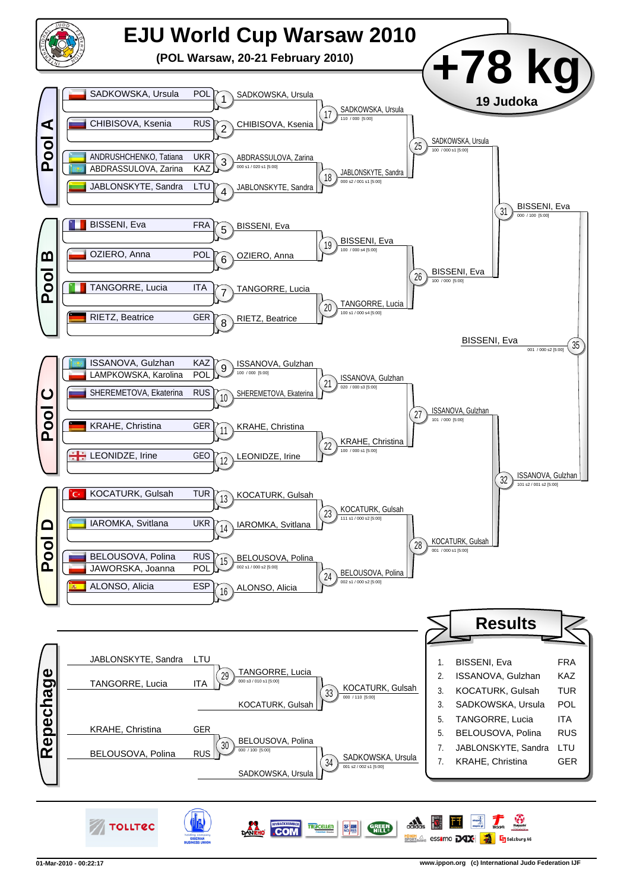# EJU World Cup Warsaw 2010

**(POL Warsaw, 20-21 February 2010)**

# +78 kg

**19 Judoka**

## Pool A

| Athlete | Nation | Match | Winner |
|---|---|---|---|
| SADKOWSKA, Ursula | POL | 1 | SADKOWSKA, Ursula |
| CHIBISOVA, Ksenia | RUS | 2 | CHIBISOVA, Ksenia |
| ANDRUSHCHENKO, Tatiana | UKR | 3 | ABDRASSULOVA, Zarina (000 s1 / 020 s1 [5:00]) |
| ABDRASSULOVA, Zarina | KAZ | | |
| JABLONSKYTE, Sandra | LTU | 4 | JABLONSKYTE, Sandra |

- 17: SADKOWSKA, Ursula (110 / 000 [5:00])
- 18: JABLONSKYTE, Sandra (000 s2 / 001 s1 [5:00])
- 25: SADKOWSKA, Ursula (100 / 000 s1 [5:00])

## Pool B

| Athlete | Nation | Match | Winner |
|---|---|---|---|
| BISSENI, Eva | FRA | 5 | BISSENI, Eva |
| OZIERO, Anna | POL | 6 | OZIERO, Anna |
| TANGORRE, Lucia | ITA | 7 | TANGORRE, Lucia |
| RIETZ, Beatrice | GER | 8 | RIETZ, Beatrice |

- 19: BISSENI, Eva (100 / 000 s4 [5:00])
- 20: TANGORRE, Lucia (100 s1 / 000 s4 [5:00])
- 26: BISSENI, Eva (100 / 000 [5:00])
- 31: BISSENI, Eva (000 / 100 [5:00])

## Pool C

| Athlete | Nation | Match | Winner |
|---|---|---|---|
| ISSANOVA, Gulzhan | KAZ | 9 | ISSANOVA, Gulzhan (100 / 000 [5:00]) |
| LAMPKOWSKA, Karolina | POL | | |
| SHEREMETOVA, Ekaterina | RUS | 10 | SHEREMETOVA, Ekaterina |
| KRAHE, Christina | GER | 11 | KRAHE, Christina |
| LEONIDZE, Irine | GEO | 12 | LEONIDZE, Irine |

- 21: ISSANOVA, Gulzhan (020 / 000 s3 [5:00])
- 22: KRAHE, Christina (100 / 000 s1 [5:00])
- 27: ISSANOVA, Gulzhan (101 / 000 [5:00])

## Pool D

| Athlete | Nation | Match | Winner |
|---|---|---|---|
| KOCATURK, Gulsah | TUR | 13 | KOCATURK, Gulsah |
| IAROMKA, Svitlana | UKR | 14 | IAROMKA, Svitlana |
| BELOUSOVA, Polina | RUS | 15 | BELOUSOVA, Polina (002 s1 / 000 s2 [5:00]) |
| JAWORSKA, Joanna | POL | | |
| ALONSO, Alicia | ESP | 16 | ALONSO, Alicia |

- 23: KOCATURK, Gulsah (111 s1 / 000 s2 [5:00])
- 24: BELOUSOVA, Polina (002 s1 / 000 s2 [5:00])
- 28: KOCATURK, Gulsah (001 / 000 s1 [5:00])
- 32: ISSANOVA, Gulzhan (101 s2 / 001 s2 [5:00])

## Final

- 35: BISSENI, Eva (001 / 000 s2 [5:00])

## Repechage

| Athlete | Nation | Match | Winner |
|---|---|---|---|
| JABLONSKYTE, Sandra | LTU | 29 | TANGORRE, Lucia (000 s3 / 010 s1 [5:00]) |
| TANGORRE, Lucia | ITA | | |
| KRAHE, Christina | GER | 30 | BELOUSOVA, Polina (000 / 100 [5:00]) |
| BELOUSOVA, Polina | RUS | | |

- 33: KOCATURK, Gulsah vs TANGORRE, Lucia → KOCATURK, Gulsah (000 / 110 [5:00])
- 34: SADKOWSKA, Ursula vs BELOUSOVA, Polina → SADKOWSKA, Ursula (001 s2 / 002 s1 [5:00])

## Results

| Place | Name | Nation |
|---|---|---|
| 1. | BISSENI, Eva | FRA |
| 2. | ISSANOVA, Gulzhan | KAZ |
| 3. | KOCATURK, Gulsah | TUR |
| 3. | SADKOWSKA, Ursula | POL |
| 5. | TANGORRE, Lucia | ITA |
| 5. | BELOUSOVA, Polina | RUS |
| 7. | JABLONSKYTE, Sandra | LTU |
| 7. | KRAHE, Christina | GER |

01-Mar-2010 - 00:22:17

www.ippon.org (c) International Judo Federation IJF